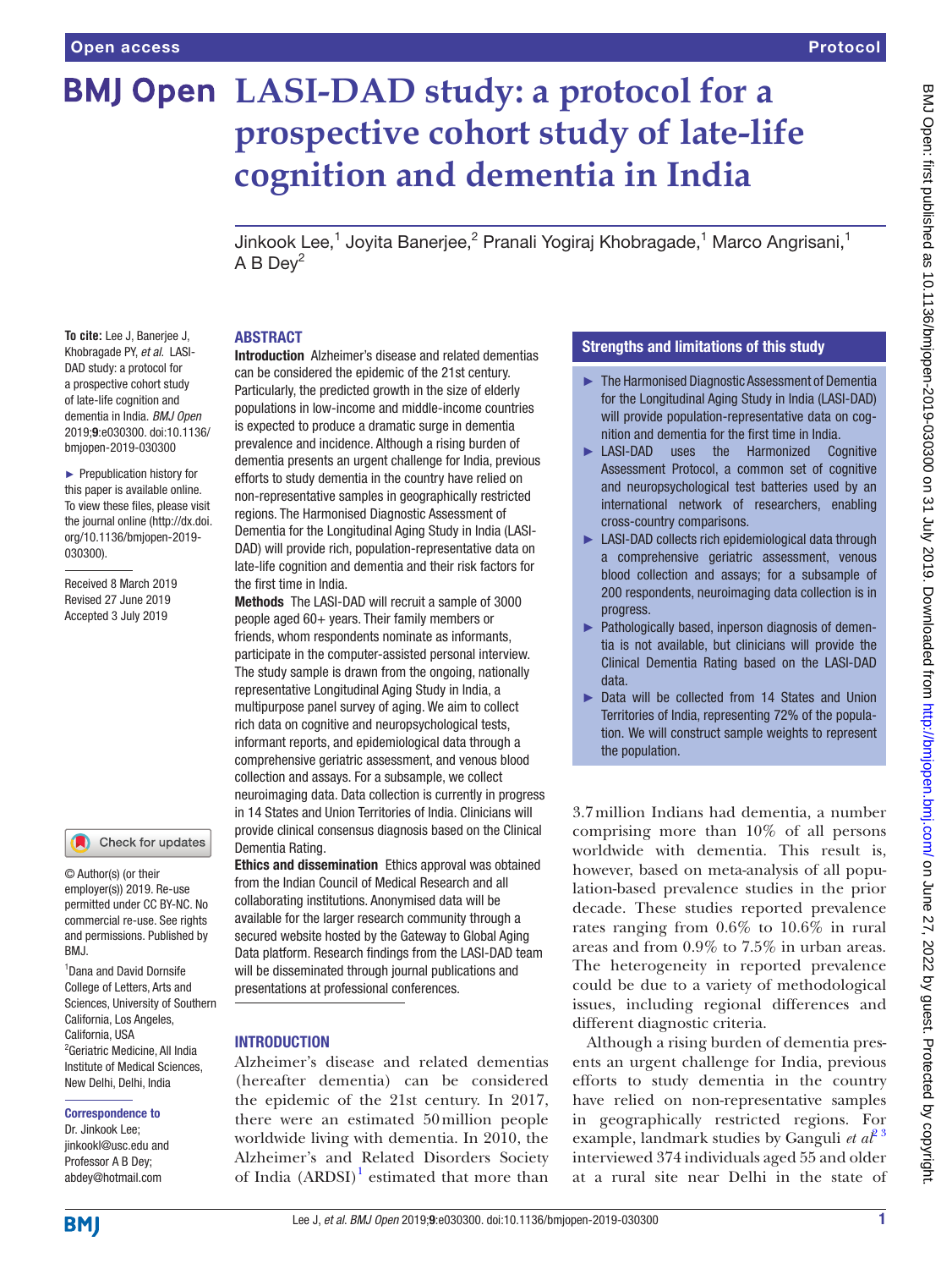# LASI-DAD study: a protocol for a prospective cohort study of late-life cognition and dementia in India

Jinkook Lee,[1] Joyita Banerjee,[2] Pranali Yogiraj Khobragade,[1] Marco Angrisani,[1] A B Dey[2]

**To cite:** Lee J, Banerjee J, Khobragade PY, *et al*. LASI-DAD study: a protocol for a prospective cohort study of late-life cognition and dementia in India. *BMJ Open* 2019;**9**:e030300. doi:10.1136/bmjopen-2019-030300

► Prepublication history for this paper is available online. To view these files, please visit the journal online (http://dx.doi.org/10.1136/bmjopen-2019-030300).

Received 8 March 2019
Revised 27 June 2019
Accepted 3 July 2019

© Author(s) (or their employer(s)) 2019. Re-use permitted under CC BY-NC. No commercial re-use. See rights and permissions. Published by BMJ.

[1]Dana and David Dornsife College of Letters, Arts and Sciences, University of Southern California, Los Angeles, California, USA
[2]Geriatric Medicine, All India Institute of Medical Sciences, New Delhi, Delhi, India

**Correspondence to**
Dr. Jinkook Lee; jinkookl@usc.edu and Professor A B Dey; abdey@hotmail.com

## ABSTRACT

**Introduction** Alzheimer's disease and related dementias can be considered the epidemic of the 21st century. Particularly, the predicted growth in the size of elderly populations in low-income and middle-income countries is expected to produce a dramatic surge in dementia prevalence and incidence. Although a rising burden of dementia presents an urgent challenge for India, previous efforts to study dementia in the country have relied on non-representative samples in geographically restricted regions. The Harmonised Diagnostic Assessment of Dementia for the Longitudinal Aging Study in India (LASI-DAD) will provide rich, population-representative data on late-life cognition and dementia and their risk factors for the first time in India.

**Methods** The LASI-DAD will recruit a sample of 3000 people aged 60+ years. Their family members or friends, whom respondents nominate as informants, participate in the computer-assisted personal interview. The study sample is drawn from the ongoing, nationally representative Longitudinal Aging Study in India, a multipurpose panel survey of aging. We aim to collect rich data on cognitive and neuropsychological tests, informant reports, and epidemiological data through a comprehensive geriatric assessment, and venous blood collection and assays. For a subsample, we collect neuroimaging data. Data collection is currently in progress in 14 States and Union Territories of India. Clinicians will provide clinical consensus diagnosis based on the Clinical Dementia Rating.

**Ethics and dissemination** Ethics approval was obtained from the Indian Council of Medical Research and all collaborating institutions. Anonymised data will be available for the larger research community through a secured website hosted by the Gateway to Global Aging Data platform. Research findings from the LASI-DAD team will be disseminated through journal publications and presentations at professional conferences.

### Strengths and limitations of this study

- The Harmonised Diagnostic Assessment of Dementia for the Longitudinal Aging Study in India (LASI-DAD) will provide population-representative data on cognition and dementia for the first time in India.
- LASI-DAD uses the Harmonized Cognitive Assessment Protocol, a common set of cognitive and neuropsychological test batteries used by an international network of researchers, enabling cross-country comparisons.
- LASI-DAD collects rich epidemiological data through a comprehensive geriatric assessment, venous blood collection and assays; for a subsample of 200 respondents, neuroimaging data collection is in progress.
- Pathologically based, inperson diagnosis of dementia is not available, but clinicians will provide the Clinical Dementia Rating based on the LASI-DAD data.
- Data will be collected from 14 States and Union Territories of India, representing 72% of the population. We will construct sample weights to represent the population.

## INTRODUCTION

Alzheimer's disease and related dementias (hereafter dementia) can be considered the epidemic of the 21st century. In 2017, there were an estimated 50 million people worldwide living with dementia. In 2010, the Alzheimer's and Related Disorders Society of India (ARDSI)[1] estimated that more than 3.7 million Indians had dementia, a number comprising more than 10% of all persons worldwide with dementia. This result is, however, based on meta-analysis of all population-based prevalence studies in the prior decade. These studies reported prevalence rates ranging from 0.6% to 10.6% in rural areas and from 0.9% to 7.5% in urban areas. The heterogeneity in reported prevalence could be due to a variety of methodological issues, including regional differences and different diagnostic criteria.

Although a rising burden of dementia presents an urgent challenge for India, previous efforts to study dementia in the country have relied on non-representative samples in geographically restricted regions. For example, landmark studies by Ganguli *et al*[2,3] interviewed 374 individuals aged 55 and older at a rural site near Delhi in the state of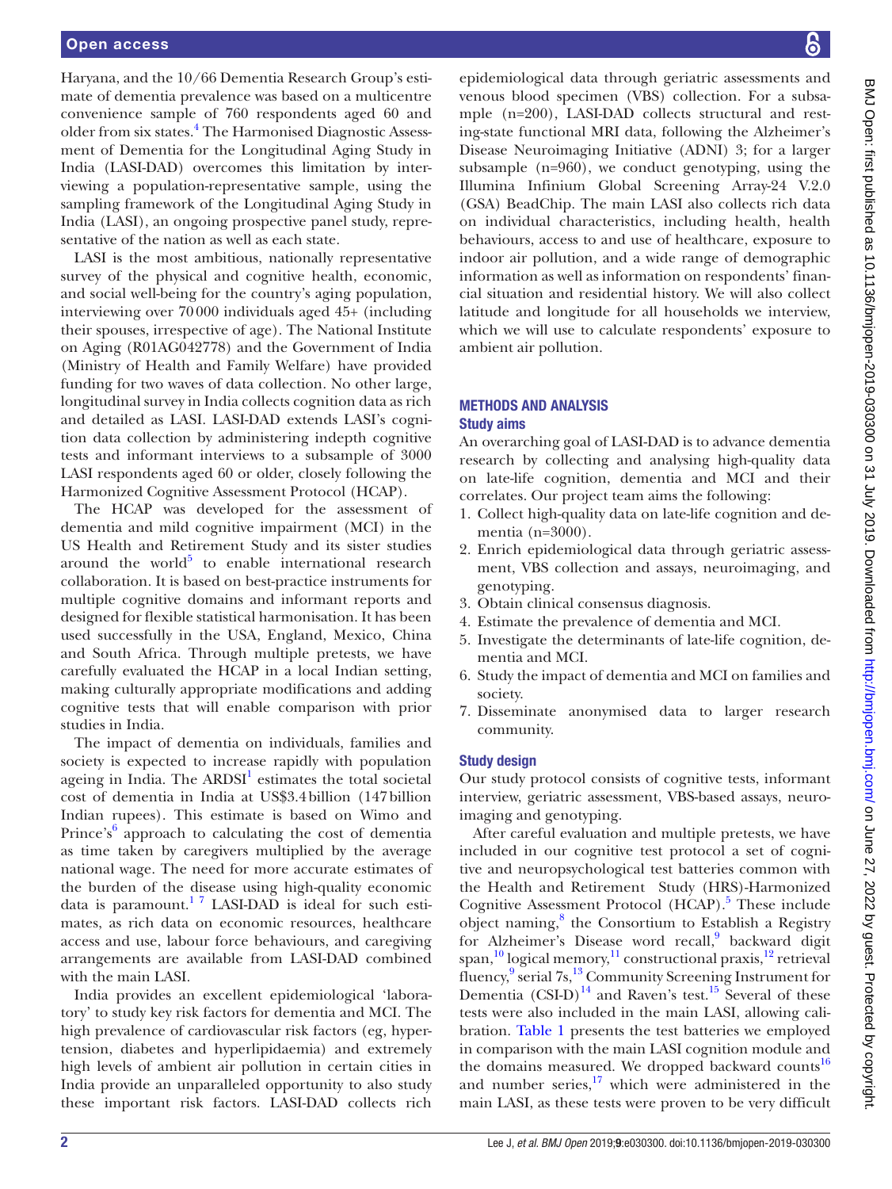Haryana, and the 10/66 Dementia Research Group's estimate of dementia prevalence was based on a multicentre convenience sample of 760 respondents aged 60 and older from six states.[4] The Harmonised Diagnostic Assessment of Dementia for the Longitudinal Aging Study in India (LASI-DAD) overcomes this limitation by interviewing a population-representative sample, using the sampling framework of the Longitudinal Aging Study in India (LASI), an ongoing prospective panel study, representative of the nation as well as each state.

LASI is the most ambitious, nationally representative survey of the physical and cognitive health, economic, and social well-being for the country's aging population, interviewing over 70 000 individuals aged 45+ (including their spouses, irrespective of age). The National Institute on Aging (R01AG042778) and the Government of India (Ministry of Health and Family Welfare) have provided funding for two waves of data collection. No other large, longitudinal survey in India collects cognition data as rich and detailed as LASI. LASI-DAD extends LASI's cognition data collection by administering indepth cognitive tests and informant interviews to a subsample of 3000 LASI respondents aged 60 or older, closely following the Harmonized Cognitive Assessment Protocol (HCAP).

The HCAP was developed for the assessment of dementia and mild cognitive impairment (MCI) in the US Health and Retirement Study and its sister studies around the world[5] to enable international research collaboration. It is based on best-practice instruments for multiple cognitive domains and informant reports and designed for flexible statistical harmonisation. It has been used successfully in the USA, England, Mexico, China and South Africa. Through multiple pretests, we have carefully evaluated the HCAP in a local Indian setting, making culturally appropriate modifications and adding cognitive tests that will enable comparison with prior studies in India.

The impact of dementia on individuals, families and society is expected to increase rapidly with population ageing in India. The ARDSI[1] estimates the total societal cost of dementia in India at US$3.4 billion (147 billion Indian rupees). This estimate is based on Wimo and Prince's[6] approach to calculating the cost of dementia as time taken by caregivers multiplied by the average national wage. The need for more accurate estimates of the burden of the disease using high-quality economic data is paramount.[1 7] LASI-DAD is ideal for such estimates, as rich data on economic resources, healthcare access and use, labour force behaviours, and caregiving arrangements are available from LASI-DAD combined with the main LASI.

India provides an excellent epidemiological 'laboratory' to study key risk factors for dementia and MCI. The high prevalence of cardiovascular risk factors (eg, hypertension, diabetes and hyperlipidaemia) and extremely high levels of ambient air pollution in certain cities in India provide an unparalleled opportunity to also study these important risk factors. LASI-DAD collects rich epidemiological data through geriatric assessments and venous blood specimen (VBS) collection. For a subsample (n=200), LASI-DAD collects structural and resting-state functional MRI data, following the Alzheimer's Disease Neuroimaging Initiative (ADNI) 3; for a larger subsample (n=960), we conduct genotyping, using the Illumina Infinium Global Screening Array-24 V.2.0 (GSA) BeadChip. The main LASI also collects rich data on individual characteristics, including health, health behaviours, access to and use of healthcare, exposure to indoor air pollution, and a wide range of demographic information as well as information on respondents' financial situation and residential history. We will also collect latitude and longitude for all households we interview, which we will use to calculate respondents' exposure to ambient air pollution.

## METHODS AND ANALYSIS

### Study aims

An overarching goal of LASI-DAD is to advance dementia research by collecting and analysing high-quality data on late-life cognition, dementia and MCI and their correlates. Our project team aims the following:

1. Collect high-quality data on late-life cognition and dementia (n=3000).
2. Enrich epidemiological data through geriatric assessment, VBS collection and assays, neuroimaging, and genotyping.
3. Obtain clinical consensus diagnosis.
4. Estimate the prevalence of dementia and MCI.
5. Investigate the determinants of late-life cognition, dementia and MCI.
6. Study the impact of dementia and MCI on families and society.
7. Disseminate anonymised data to larger research community.

### Study design

Our study protocol consists of cognitive tests, informant interview, geriatric assessment, VBS-based assays, neuroimaging and genotyping.

After careful evaluation and multiple pretests, we have included in our cognitive test protocol a set of cognitive and neuropsychological test batteries common with the Health and Retirement Study (HRS)-Harmonized Cognitive Assessment Protocol (HCAP).[5] These include object naming,[8] the Consortium to Establish a Registry for Alzheimer's Disease word recall,[9] backward digit span,[10] logical memory,[11] constructional praxis,[12] retrieval fluency,[9] serial 7s,[13] Community Screening Instrument for Dementia (CSI-D)[14] and Raven's test.[15] Several of these tests were also included in the main LASI, allowing calibration. Table 1 presents the test batteries we employed in comparison with the main LASI cognition module and the domains measured. We dropped backward counts[16] and number series,[17] which were administered in the main LASI, as these tests were proven to be very difficult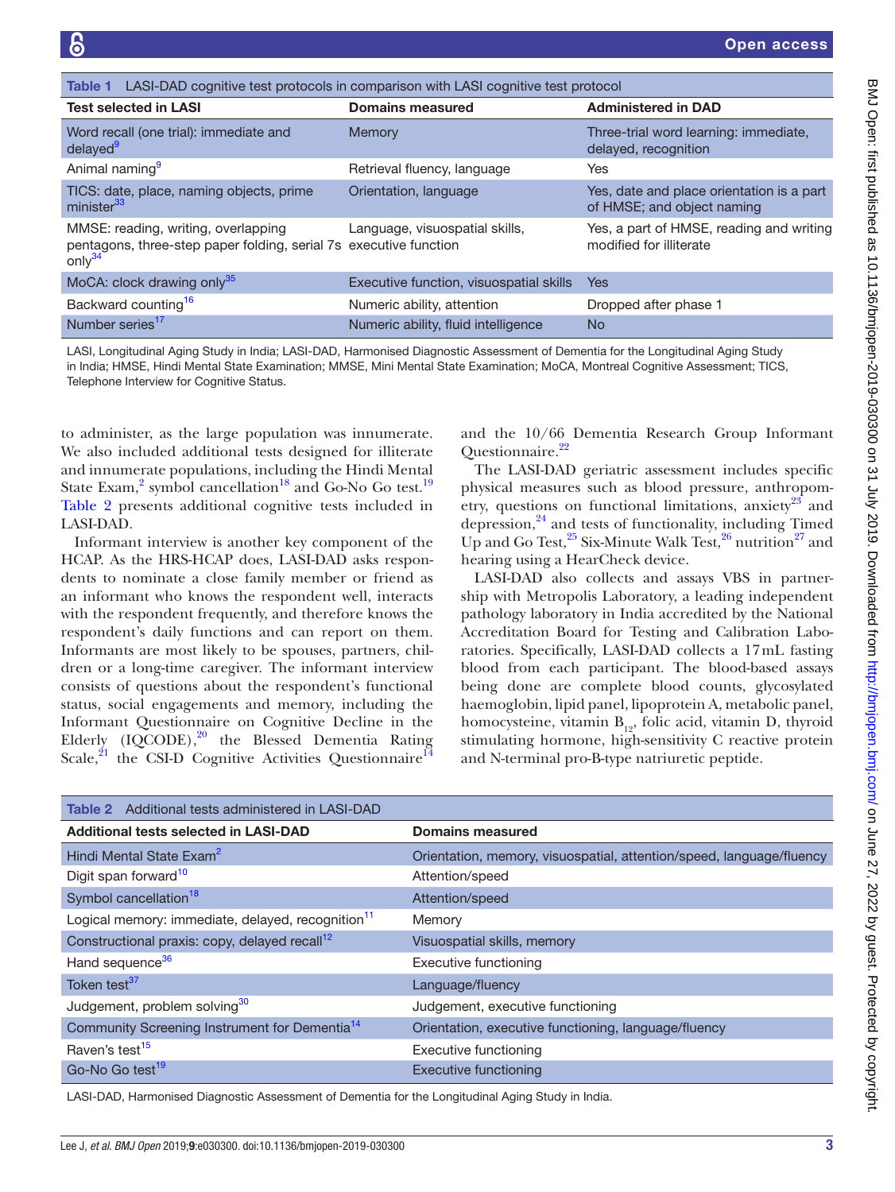**Table 1** LASI-DAD cognitive test protocols in comparison with LASI cognitive test protocol

| Test selected in LASI | Domains measured | Administered in DAD |
|---|---|---|
| Word recall (one trial): immediate and delayed[9] | Memory | Three-trial word learning: immediate, delayed, recognition |
| Animal naming[9] | Retrieval fluency, language | Yes |
| TICS: date, place, naming objects, prime minister[33] | Orientation, language | Yes, date and place orientation is a part of HMSE; and object naming |
| MMSE: reading, writing, overlapping pentagons, three-step paper folding, serial 7s only[34] | Language, visuospatial skills, executive function | Yes, a part of HMSE, reading and writing modified for illiterate |
| MoCA: clock drawing only[35] | Executive function, visuospatial skills | Yes |
| Backward counting[16] | Numeric ability, attention | Dropped after phase 1 |
| Number series[17] | Numeric ability, fluid intelligence | No |

LASI, Longitudinal Aging Study in India; LASI-DAD, Harmonised Diagnostic Assessment of Dementia for the Longitudinal Aging Study in India; HMSE, Hindi Mental State Examination; MMSE, Mini Mental State Examination; MoCA, Montreal Cognitive Assessment; TICS, Telephone Interview for Cognitive Status.

to administer, as the large population was innumerate. We also included additional tests designed for illiterate and innumerate populations, including the Hindi Mental State Exam,[2] symbol cancellation[18] and Go-No Go test.[19] Table 2 presents additional cognitive tests included in LASI-DAD.

Informant interview is another key component of the HCAP. As the HRS-HCAP does, LASI-DAD asks respondents to nominate a close family member or friend as an informant who knows the respondent well, interacts with the respondent frequently, and therefore knows the respondent's daily functions and can report on them. Informants are most likely to be spouses, partners, children or a long-time caregiver. The informant interview consists of questions about the respondent's functional status, social engagements and memory, including the Informant Questionnaire on Cognitive Decline in the Elderly (IQCODE),[20] the Blessed Dementia Rating Scale,[21] the CSI-D Cognitive Activities Questionnaire[14] and the 10/66 Dementia Research Group Informant Questionnaire.[22]

The LASI-DAD geriatric assessment includes specific physical measures such as blood pressure, anthropometry, questions on functional limitations, anxiety[23] and depression,[24] and tests of functionality, including Timed Up and Go Test,[25] Six-Minute Walk Test,[26] nutrition[27] and hearing using a HearCheck device.

LASI-DAD also collects and assays VBS in partnership with Metropolis Laboratory, a leading independent pathology laboratory in India accredited by the National Accreditation Board for Testing and Calibration Laboratories. Specifically, LASI-DAD collects a 17mL fasting blood from each participant. The blood-based assays being done are complete blood counts, glycosylated haemoglobin, lipid panel, lipoprotein A, metabolic panel, homocysteine, vitamin $B_{12}$, folic acid, vitamin D, thyroid stimulating hormone, high-sensitivity C reactive protein and N-terminal pro-B-type natriuretic peptide.

**Table 2** Additional tests administered in LASI-DAD

| Additional tests selected in LASI-DAD | Domains measured |
|---|---|
| Hindi Mental State Exam[2] | Orientation, memory, visuospatial, attention/speed, language/fluency |
| Digit span forward[10] | Attention/speed |
| Symbol cancellation[18] | Attention/speed |
| Logical memory: immediate, delayed, recognition[11] | Memory |
| Constructional praxis: copy, delayed recall[12] | Visuospatial skills, memory |
| Hand sequence[36] | Executive functioning |
| Token test[37] | Language/fluency |
| Judgement, problem solving[30] | Judgement, executive functioning |
| Community Screening Instrument for Dementia[14] | Orientation, executive functioning, language/fluency |
| Raven's test[15] | Executive functioning |
| Go-No Go test[19] | Executive functioning |

LASI-DAD, Harmonised Diagnostic Assessment of Dementia for the Longitudinal Aging Study in India.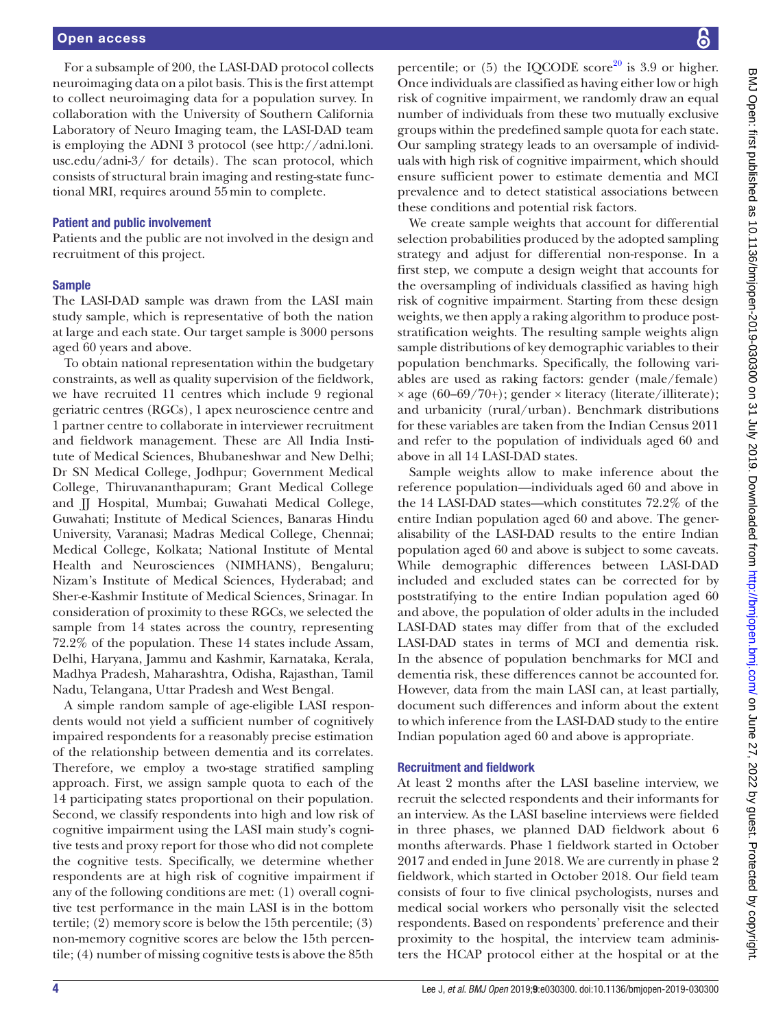For a subsample of 200, the LASI-DAD protocol collects neuroimaging data on a pilot basis. This is the first attempt to collect neuroimaging data for a population survey. In collaboration with the University of Southern California Laboratory of Neuro Imaging team, the LASI-DAD team is employing the ADNI 3 protocol (see http://adni.loni.usc.edu/adni-3/ for details). The scan protocol, which consists of structural brain imaging and resting-state functional MRI, requires around 55 min to complete.

### Patient and public involvement

Patients and the public are not involved in the design and recruitment of this project.

### Sample

The LASI-DAD sample was drawn from the LASI main study sample, which is representative of both the nation at large and each state. Our target sample is 3000 persons aged 60 years and above.

To obtain national representation within the budgetary constraints, as well as quality supervision of the fieldwork, we have recruited 11 centres which include 9 regional geriatric centres (RGCs), 1 apex neuroscience centre and 1 partner centre to collaborate in interviewer recruitment and fieldwork management. These are All India Institute of Medical Sciences, Bhubaneshwar and New Delhi; Dr SN Medical College, Jodhpur; Government Medical College, Thiruvananthapuram; Grant Medical College and JJ Hospital, Mumbai; Guwahati Medical College, Guwahati; Institute of Medical Sciences, Banaras Hindu University, Varanasi; Madras Medical College, Chennai; Medical College, Kolkata; National Institute of Mental Health and Neurosciences (NIMHANS), Bengaluru; Nizam's Institute of Medical Sciences, Hyderabad; and Sher-e-Kashmir Institute of Medical Sciences, Srinagar. In consideration of proximity to these RGCs, we selected the sample from 14 states across the country, representing 72.2% of the population. These 14 states include Assam, Delhi, Haryana, Jammu and Kashmir, Karnataka, Kerala, Madhya Pradesh, Maharashtra, Odisha, Rajasthan, Tamil Nadu, Telangana, Uttar Pradesh and West Bengal.

A simple random sample of age-eligible LASI respondents would not yield a sufficient number of cognitively impaired respondents for a reasonably precise estimation of the relationship between dementia and its correlates. Therefore, we employ a two-stage stratified sampling approach. First, we assign sample quota to each of the 14 participating states proportional on their population. Second, we classify respondents into high and low risk of cognitive impairment using the LASI main study's cognitive tests and proxy report for those who did not complete the cognitive tests. Specifically, we determine whether respondents are at high risk of cognitive impairment if any of the following conditions are met: (1) overall cognitive test performance in the main LASI is in the bottom tertile; (2) memory score is below the 15th percentile; (3) non-memory cognitive scores are below the 15th percentile; (4) number of missing cognitive tests is above the 85th percentile; or (5) the IQCODE score[20] is 3.9 or higher. Once individuals are classified as having either low or high risk of cognitive impairment, we randomly draw an equal number of individuals from these two mutually exclusive groups within the predefined sample quota for each state. Our sampling strategy leads to an oversample of individuals with high risk of cognitive impairment, which should ensure sufficient power to estimate dementia and MCI prevalence and to detect statistical associations between these conditions and potential risk factors.

We create sample weights that account for differential selection probabilities produced by the adopted sampling strategy and adjust for differential non-response. In a first step, we compute a design weight that accounts for the oversampling of individuals classified as having high risk of cognitive impairment. Starting from these design weights, we then apply a raking algorithm to produce poststratification weights. The resulting sample weights align sample distributions of key demographic variables to their population benchmarks. Specifically, the following variables are used as raking factors: gender (male/female) × age (60–69/70+); gender × literacy (literate/illiterate); and urbanicity (rural/urban). Benchmark distributions for these variables are taken from the Indian Census 2011 and refer to the population of individuals aged 60 and above in all 14 LASI-DAD states.

Sample weights allow to make inference about the reference population—individuals aged 60 and above in the 14 LASI-DAD states—which constitutes 72.2% of the entire Indian population aged 60 and above. The generalisability of the LASI-DAD results to the entire Indian population aged 60 and above is subject to some caveats. While demographic differences between LASI-DAD included and excluded states can be corrected for by poststratifying to the entire Indian population aged 60 and above, the population of older adults in the included LASI-DAD states may differ from that of the excluded LASI-DAD states in terms of MCI and dementia risk. In the absence of population benchmarks for MCI and dementia risk, these differences cannot be accounted for. However, data from the main LASI can, at least partially, document such differences and inform about the extent to which inference from the LASI-DAD study to the entire Indian population aged 60 and above is appropriate.

### Recruitment and fieldwork

At least 2 months after the LASI baseline interview, we recruit the selected respondents and their informants for an interview. As the LASI baseline interviews were fielded in three phases, we planned DAD fieldwork about 6 months afterwards. Phase 1 fieldwork started in October 2017 and ended in June 2018. We are currently in phase 2 fieldwork, which started in October 2018. Our field team consists of four to five clinical psychologists, nurses and medical social workers who personally visit the selected respondents. Based on respondents' preference and their proximity to the hospital, the interview team administers the HCAP protocol either at the hospital or at the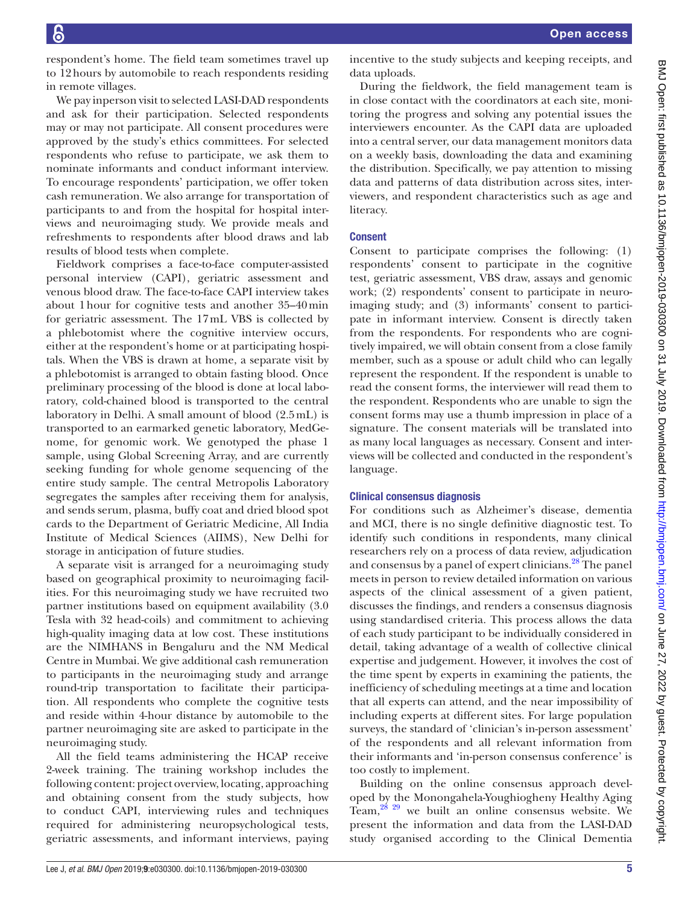respondent's home. The field team sometimes travel up to 12 hours by automobile to reach respondents residing in remote villages.

We pay inperson visit to selected LASI-DAD respondents and ask for their participation. Selected respondents may or may not participate. All consent procedures were approved by the study's ethics committees. For selected respondents who refuse to participate, we ask them to nominate informants and conduct informant interview. To encourage respondents' participation, we offer token cash remuneration. We also arrange for transportation of participants to and from the hospital for hospital interviews and neuroimaging study. We provide meals and refreshments to respondents after blood draws and lab results of blood tests when complete.

Fieldwork comprises a face-to-face computer-assisted personal interview (CAPI), geriatric assessment and venous blood draw. The face-to-face CAPI interview takes about 1 hour for cognitive tests and another 35–40 min for geriatric assessment. The 17 mL VBS is collected by a phlebotomist where the cognitive interview occurs, either at the respondent's home or at participating hospitals. When the VBS is drawn at home, a separate visit by a phlebotomist is arranged to obtain fasting blood. Once preliminary processing of the blood is done at local laboratory, cold-chained blood is transported to the central laboratory in Delhi. A small amount of blood (2.5 mL) is transported to an earmarked genetic laboratory, MedGenome, for genomic work. We genotyped the phase 1 sample, using Global Screening Array, and are currently seeking funding for whole genome sequencing of the entire study sample. The central Metropolis Laboratory segregates the samples after receiving them for analysis, and sends serum, plasma, buffy coat and dried blood spot cards to the Department of Geriatric Medicine, All India Institute of Medical Sciences (AIIMS), New Delhi for storage in anticipation of future studies.

A separate visit is arranged for a neuroimaging study based on geographical proximity to neuroimaging facilities. For this neuroimaging study we have recruited two partner institutions based on equipment availability (3.0 Tesla with 32 head-coils) and commitment to achieving high-quality imaging data at low cost. These institutions are the NIMHANS in Bengaluru and the NM Medical Centre in Mumbai. We give additional cash remuneration to participants in the neuroimaging study and arrange round-trip transportation to facilitate their participation. All respondents who complete the cognitive tests and reside within 4-hour distance by automobile to the partner neuroimaging site are asked to participate in the neuroimaging study.

All the field teams administering the HCAP receive 2-week training. The training workshop includes the following content: project overview, locating, approaching and obtaining consent from the study subjects, how to conduct CAPI, interviewing rules and techniques required for administering neuropsychological tests, geriatric assessments, and informant interviews, paying incentive to the study subjects and keeping receipts, and data uploads.

During the fieldwork, the field management team is in close contact with the coordinators at each site, monitoring the progress and solving any potential issues the interviewers encounter. As the CAPI data are uploaded into a central server, our data management monitors data on a weekly basis, downloading the data and examining the distribution. Specifically, we pay attention to missing data and patterns of data distribution across sites, interviewers, and respondent characteristics such as age and literacy.

### Consent

Consent to participate comprises the following: (1) respondents' consent to participate in the cognitive test, geriatric assessment, VBS draw, assays and genomic work; (2) respondents' consent to participate in neuroimaging study; and (3) informants' consent to participate in informant interview. Consent is directly taken from the respondents. For respondents who are cognitively impaired, we will obtain consent from a close family member, such as a spouse or adult child who can legally represent the respondent. If the respondent is unable to read the consent forms, the interviewer will read them to the respondent. Respondents who are unable to sign the consent forms may use a thumb impression in place of a signature. The consent materials will be translated into as many local languages as necessary. Consent and interviews will be collected and conducted in the respondent's language.

### Clinical consensus diagnosis

For conditions such as Alzheimer's disease, dementia and MCI, there is no single definitive diagnostic test. To identify such conditions in respondents, many clinical researchers rely on a process of data review, adjudication and consensus by a panel of expert clinicians.[28] The panel meets in person to review detailed information on various aspects of the clinical assessment of a given patient, discusses the findings, and renders a consensus diagnosis using standardised criteria. This process allows the data of each study participant to be individually considered in detail, taking advantage of a wealth of collective clinical expertise and judgement. However, it involves the cost of the time spent by experts in examining the patients, the inefficiency of scheduling meetings at a time and location that all experts can attend, and the near impossibility of including experts at different sites. For large population surveys, the standard of 'clinician's in-person assessment' of the respondents and all relevant information from their informants and 'in-person consensus conference' is too costly to implement.

Building on the online consensus approach developed by the Monongahela-Youghiogheny Healthy Aging Team,[28 29] we built an online consensus website. We present the information and data from the LASI-DAD study organised according to the Clinical Dementia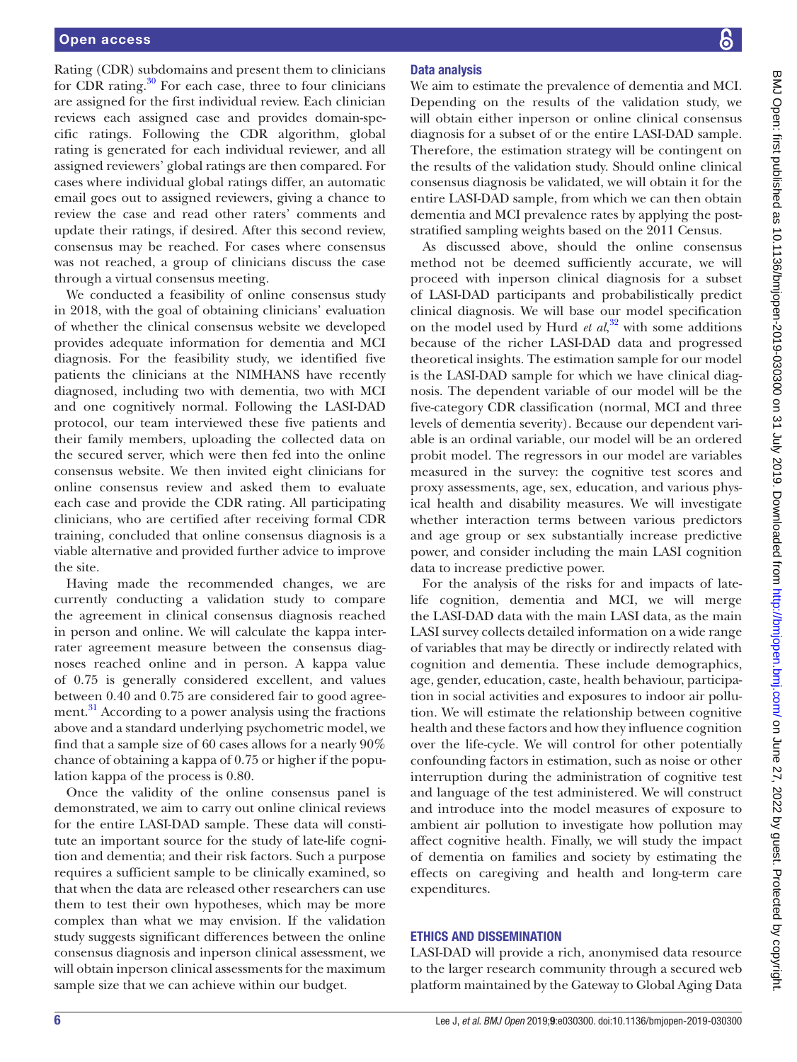Rating (CDR) subdomains and present them to clinicians for CDR rating.[30] For each case, three to four clinicians are assigned for the first individual review. Each clinician reviews each assigned case and provides domain-specific ratings. Following the CDR algorithm, global rating is generated for each individual reviewer, and all assigned reviewers' global ratings are then compared. For cases where individual global ratings differ, an automatic email goes out to assigned reviewers, giving a chance to review the case and read other raters' comments and update their ratings, if desired. After this second review, consensus may be reached. For cases where consensus was not reached, a group of clinicians discuss the case through a virtual consensus meeting.

We conducted a feasibility of online consensus study in 2018, with the goal of obtaining clinicians' evaluation of whether the clinical consensus website we developed provides adequate information for dementia and MCI diagnosis. For the feasibility study, we identified five patients the clinicians at the NIMHANS have recently diagnosed, including two with dementia, two with MCI and one cognitively normal. Following the LASI-DAD protocol, our team interviewed these five patients and their family members, uploading the collected data on the secured server, which were then fed into the online consensus website. We then invited eight clinicians for online consensus review and asked them to evaluate each case and provide the CDR rating. All participating clinicians, who are certified after receiving formal CDR training, concluded that online consensus diagnosis is a viable alternative and provided further advice to improve the site.

Having made the recommended changes, we are currently conducting a validation study to compare the agreement in clinical consensus diagnosis reached in person and online. We will calculate the kappa inter-rater agreement measure between the consensus diagnoses reached online and in person. A kappa value of 0.75 is generally considered excellent, and values between 0.40 and 0.75 are considered fair to good agreement.[31] According to a power analysis using the fractions above and a standard underlying psychometric model, we find that a sample size of 60 cases allows for a nearly 90% chance of obtaining a kappa of 0.75 or higher if the population kappa of the process is 0.80.

Once the validity of the online consensus panel is demonstrated, we aim to carry out online clinical reviews for the entire LASI-DAD sample. These data will constitute an important source for the study of late-life cognition and dementia; and their risk factors. Such a purpose requires a sufficient sample to be clinically examined, so that when the data are released other researchers can use them to test their own hypotheses, which may be more complex than what we may envision. If the validation study suggests significant differences between the online consensus diagnosis and inperson clinical assessment, we will obtain inperson clinical assessments for the maximum sample size that we can achieve within our budget.

### Data analysis

We aim to estimate the prevalence of dementia and MCI. Depending on the results of the validation study, we will obtain either inperson or online clinical consensus diagnosis for a subset of or the entire LASI-DAD sample. Therefore, the estimation strategy will be contingent on the results of the validation study. Should online clinical consensus diagnosis be validated, we will obtain it for the entire LASI-DAD sample, from which we can then obtain dementia and MCI prevalence rates by applying the post-stratified sampling weights based on the 2011 Census.

As discussed above, should the online consensus method not be deemed sufficiently accurate, we will proceed with inperson clinical diagnosis for a subset of LASI-DAD participants and probabilistically predict clinical diagnosis. We will base our model specification on the model used by Hurd *et al*,[32] with some additions because of the richer LASI-DAD data and progressed theoretical insights. The estimation sample for our model is the LASI-DAD sample for which we have clinical diagnosis. The dependent variable of our model will be the five-category CDR classification (normal, MCI and three levels of dementia severity). Because our dependent variable is an ordinal variable, our model will be an ordered probit model. The regressors in our model are variables measured in the survey: the cognitive test scores and proxy assessments, age, sex, education, and various physical health and disability measures. We will investigate whether interaction terms between various predictors and age group or sex substantially increase predictive power, and consider including the main LASI cognition data to increase predictive power.

For the analysis of the risks for and impacts of late-life cognition, dementia and MCI, we will merge the LASI-DAD data with the main LASI data, as the main LASI survey collects detailed information on a wide range of variables that may be directly or indirectly related with cognition and dementia. These include demographics, age, gender, education, caste, health behaviour, participation in social activities and exposures to indoor air pollution. We will estimate the relationship between cognitive health and these factors and how they influence cognition over the life-cycle. We will control for other potentially confounding factors in estimation, such as noise or other interruption during the administration of cognitive test and language of the test administered. We will construct and introduce into the model measures of exposure to ambient air pollution to investigate how pollution may affect cognitive health. Finally, we will study the impact of dementia on families and society by estimating the effects on caregiving and health and long-term care expenditures.

## ETHICS AND DISSEMINATION

LASI-DAD will provide a rich, anonymised data resource to the larger research community through a secured web platform maintained by the Gateway to Global Aging Data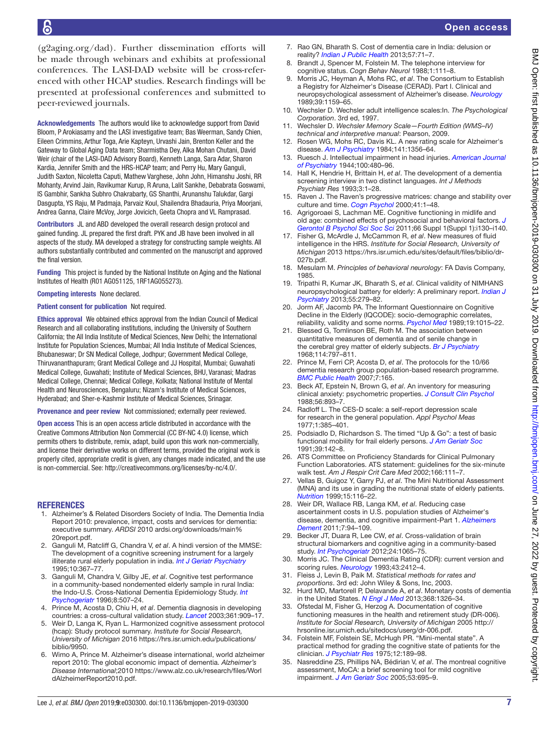(g2aging.org/dad). Further dissemination efforts will be made through webinars and exhibits at professional conferences. The LASI-DAD website will be cross-referenced with other HCAP studies. Research findings will be presented at professional conferences and submitted to peer-reviewed journals.

**Acknowledgements** The authors would like to acknowledge support from David Bloom, P Arokiasamy and the LASI investigative team; Bas Weerman, Sandy Chien, Eileen Crimmins, Arthur Toga, Arie Kapteyn, Urvashi Jain, Brenton Keller and the Gateway to Global Aging Data team; Sharmistha Dey, Alka Mohan Chutani, David Weir (chair of the LASI-DAD Advisory Board), Kenneth Langa, Sara Adar, Sharon Kardia, Jennifer Smith and the HRS-HCAP team; and Perry Hu, Mary Ganguli, Judith Saxton, Nicoletta Caputi, Mathew Varghese, John John, Himanshu Joshi, RR Mohanty, Arvind Jain, Ravikumar Kurup, R Aruna, Lalit Sankhe, Debabrata Goswami, IS Gambhir, Sankha Subhro Chakrabarty, GS Shanthi, Arunanshu Talukdar, Gargi Dasgupta, YS Raju, M Padmaja, Parvaiz Koul, Shailendra Bhadauria, Priya Moorjani, Andrea Ganna, Claire McVoy, Jorge Jovicich, Geeta Chopra and VL Ramprasad.

**Contributors** JL and ABD developed the overall research design protocol and gained funding. JL prepared the first draft. PYK and JB have been involved in all aspects of the study. MA developed a strategy for constructing sample weights. All authors substantially contributed and commented on the manuscript and approved the final version.

**Funding** This project is funded by the National Institute on Aging and the National Institutes of Health (R01 AG051125, 1RF1AG055273).

**Competing interests** None declared.

**Patient consent for publication** Not required.

**Ethics approval** We obtained ethics approval from the Indian Council of Medical Research and all collaborating institutions, including the University of Southern California; the All India Institute of Medical Sciences, New Delhi; the International Institute for Population Sciences, Mumbai; All India Institute of Medical Sciences, Bhubaneswar; Dr SN Medical College, Jodhpur; Government Medical College, Thiruvananthapuram; Grant Medical College and JJ Hospital, Mumbai; Guwahati Medical College, Guwahati; Institute of Medical Sciences, BHU, Varanasi; Madras Medical College, Chennai; Medical College, Kolkata; National Institute of Mental Health and Neurosciences, Bengaluru; Nizam's Institute of Medical Sciences, Hyderabad; and Sher-e-Kashmir Institute of Medical Sciences, Srinagar.

**Provenance and peer review** Not commissioned; externally peer reviewed.

**Open access** This is an open access article distributed in accordance with the Creative Commons Attribution Non Commercial (CC BY-NC 4.0) license, which permits others to distribute, remix, adapt, build upon this work non-commercially, and license their derivative works on different terms, provided the original work is properly cited, appropriate credit is given, any changes made indicated, and the use is non-commercial. See: http://creativecommons.org/licenses/by-nc/4.0/.

## REFERENCES

1. Alzheimer's & Related Disorders Society of India. The Dementia India Report 2010: prevalence, impact, costs and services for dementia: executive summary. *ARDSI* 2010 ardsi.org/downloads/main%20report.pdf.
2. Ganguli M, Ratcliff G, Chandra V, *et al*. A hindi version of the MMSE: The development of a cognitive screening instrument for a largely illiterate rural elderly population in india. *Int J Geriatr Psychiatry* 1995;10:367–77.
3. Ganguli M, Chandra V, Gilby JE, *et al*. Cognitive test performance in a community-based nondemented elderly sample in rural India: the Indo-U.S. Cross-National Dementia Epidemiology Study. *Int Psychogeriatr* 1996;8:507–24.
4. Prince M, Acosta D, Chiu H, *et al*. Dementia diagnosis in developing countries: a cross-cultural validation study. *Lancet* 2003;361:909–17.
5. Weir D, Langa K, Ryan L. Harmonized cognitive assessment protocol (hcap): Study protocol summary. *Institute for Social Research, University of Michigan* 2016 https://hrs.isr.umich.edu/publications/biblio/9950.
6. Wimo A, Prince M. Alzheimer's disease international, world alzheimer report 2010: The global economic impact of dementia. *Alzheimer's Disease International*;2010 https://www.alz.co.uk/research/files/WorldAlzheimerReport2010.pdf.
7. Rao GN, Bharath S. Cost of dementia care in India: delusion or reality? *Indian J Public Health* 2013;57:71–7.
8. Brandt J, Spencer M, Folstein M. The telephone interview for cognitive status. *Cogn Behav Neurol* 1988;1:111–8.
9. Morris JC, Heyman A, Mohs RC, *et al*. The Consortium to Establish a Registry for Alzheimer's Disease (CERAD). Part I. Clinical and neuropsychological assessment of Alzheimer's disease. *Neurology* 1989;39:1159–65.
10. Wechsler D. Wechsler adult intelligence scales:In. *The Psychological Corporation*. 3rd ed, 1997.
11. Wechsler D. *Wechsler Memory Scale—Fourth Edition (WMS–IV) technical and interpretive manual*: Pearson, 2009.
12. Rosen WG, Mohs RC, Davis KL. A new rating scale for Alzheimer's disease. *Am J Psychiatry* 1984;141:1356–64.
13. Ruesch J. Intellectual impairment in head injuries. *American Journal of Psychiatry* 1944;100:480–96.
14. Hall K, Hendrie H, Brittain H, *et al*. The development of a dementia screening interview in two distinct languages. *Int J Methods Psychiatr Res* 1993;3:1–28.
15. Raven J. The Raven's progressive matrices: change and stability over culture and time. *Cogn Psychol* 2000;41:1–48.
16. Agrigoroaei S, Lachman ME. Cognitive functioning in midlife and old age: combined effects of psychosocial and behavioral factors. *J Gerontol B Psychol Sci Soc Sci* 2011;66 Suppl 1(Suppl 1):i130–i140.
17. Fisher G, McArdle J, McCammon R, *et al*. New measures of fluid intelligence in the HRS. *Institute for Social Research, University of Michigan* 2013 https://hrs.isr.umich.edu/sites/default/files/biblio/dr-027b.pdf.
18. Mesulam M. *Principles of behavioral neurology*: FA Davis Company, 1985.
19. Tripathi R, Kumar JK, Bharath S, *et al*. Clinical validity of NIMHANS neuropsychological battery for elderly: A preliminary report. *Indian J Psychiatry* 2013;55:279–82.
20. Jorm AF, Jacomb PA. The Informant Questionnaire on Cognitive Decline in the Elderly (IQCODE): socio-demographic correlates, reliability, validity and some norms. *Psychol Med* 1989;19:1015–22.
21. Blessed G, Tomlinson BE, Roth M. The association between quantitative measures of dementia and of senile change in the cerebral grey matter of elderly subjects. *Br J Psychiatry* 1968;114:797–811.
22. Prince M, Ferri CP, Acosta D, *et al*. The protocols for the 10/66 dementia research group population-based research programme. *BMC Public Health* 2007;7:165.
23. Beck AT, Epstein N, Brown G, *et al*. An inventory for measuring clinical anxiety: psychometric properties. *J Consult Clin Psychol* 1988;56:893–7.
24. Radloff L. The CES-D scale: a self-report depression scale for research in the general population. *Appl Psychol Meas* 1977;1:385–401.
25. Podsiadlo D, Richardson S. The timed "Up & Go": a test of basic functional mobility for frail elderly persons. *J Am Geriatr Soc* 1991;39:142–8.
26. ATS Committee on Proficiency Standards for Clinical Pulmonary Function Laboratories. ATS statement: guidelines for the six-minute walk test. *Am J Respir Crit Care Med* 2002;166:111–7.
27. Vellas B, Guigoz Y, Garry PJ, *et al*. The Mini Nutritional Assessment (MNA) and its use in grading the nutritional state of elderly patients. *Nutrition* 1999;15:116–22.
28. Weir DR, Wallace RB, Langa KM, *et al*. Reducing case ascertainment costs in U.S. population studies of Alzheimer's disease, dementia, and cognitive impairment-Part 1. *Alzheimers Dement* 2011;7:94–109.
29. Becker JT, Duara R, Lee CW, *et al*. Cross-validation of brain structural biomarkers and cognitive aging in a community-based study. *Int Psychogeriatr* 2012;24:1065–75.
30. Morris JC. The Clinical Dementia Rating (CDR): current version and scoring rules. *Neurology* 1993;43:2412–4.
31. Fleiss J, Levin B, Paik M. *Statistical methods for rates and proportions*. 3rd ed: John Wiley & Sons, Inc, 2003.
32. Hurd MD, Martorell P, Delavande A, *et al*. Monetary costs of dementia in the United States. *N Engl J Med* 2013;368:1326–34.
33. Ofstedal M, Fisher G, Herzog A. Documentation of cognitive functioning measures in the health and retirement study (DR-006). *Institute for Social Research, University of Michigan* 2005 http://hrsonline.isr.umich.edu/sitedocs/userg/dr-006.pdf.
34. Folstein MF, Folstein SE, McHugh PR. "Mini-mental state". A practical method for grading the cognitive state of patients for the clinician. *J Psychiatr Res* 1975;12:189–98.
35. Nasreddine ZS, Phillips NA, Bédirian V, *et al*. The montreal cognitive assessment, MoCA: a brief screening tool for mild cognitive impairment. *J Am Geriatr Soc* 2005;53:695–9.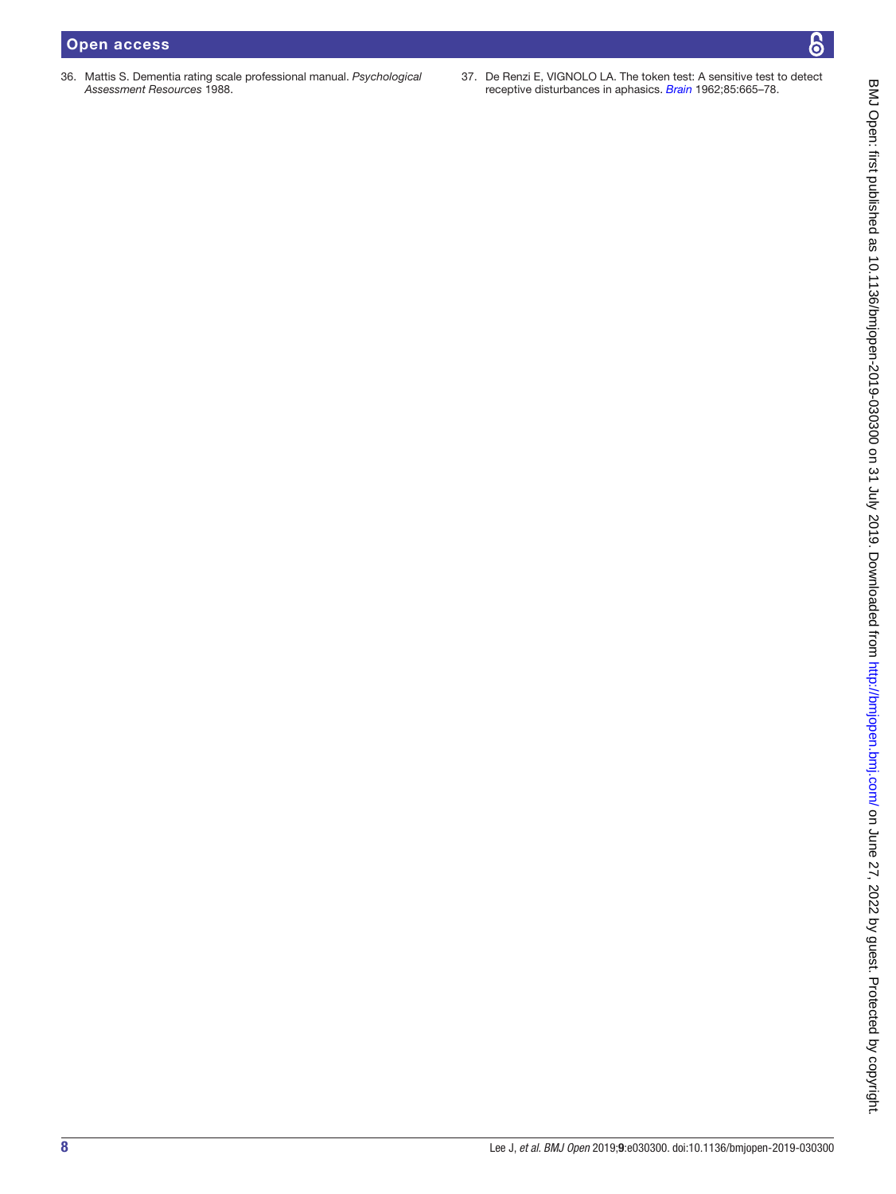36. Mattis S. Dementia rating scale professional manual. *Psychological Assessment Resources* 1988.
37. De Renzi E, VIGNOLO LA. The token test: A sensitive test to detect receptive disturbances in aphasics. *Brain* 1962;85:665–78.